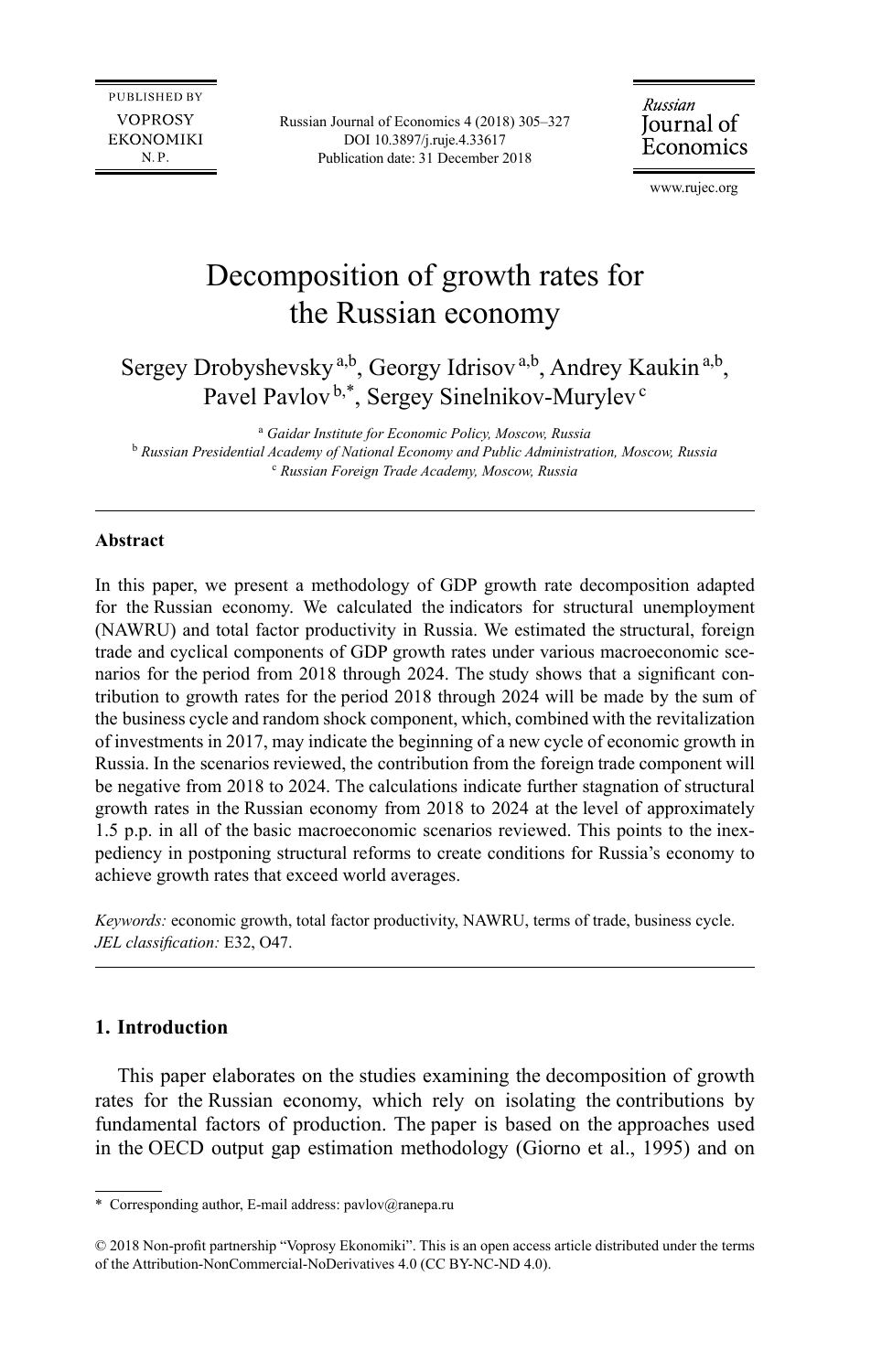# Decomposition of growth rates for the Russian economy

Sergey Drobyshevsky [a,b], Georgy Idrisov [a,b], Andrey Kaukin [a,b], Pavel Pavlov [b,*], Sergey Sinelnikov-Murylev [c]

[a] *Gaidar Institute for Economic Policy, Moscow, Russia*
[b] *Russian Presidential Academy of National Economy and Public Administration, Moscow, Russia*
[c] *Russian Foreign Trade Academy, Moscow, Russia*

---

### Abstract

In this paper, we present a methodology of GDP growth rate decomposition adapted for the Russian economy. We calculated the indicators for structural unemployment (NAWRU) and total factor productivity in Russia. We estimated the structural, foreign trade and cyclical components of GDP growth rates under various macroeconomic scenarios for the period from 2018 through 2024. The study shows that a significant contribution to growth rates for the period 2018 through 2024 will be made by the sum of the business cycle and random shock component, which, combined with the revitalization of investments in 2017, may indicate the beginning of a new cycle of economic growth in Russia. In the scenarios reviewed, the contribution from the foreign trade component will be negative from 2018 to 2024. The calculations indicate further stagnation of structural growth rates in the Russian economy from 2018 to 2024 at the level of approximately 1.5 p.p. in all of the basic macroeconomic scenarios reviewed. This points to the inexpediency in postponing structural reforms to create conditions for Russia's economy to achieve growth rates that exceed world averages.

*Keywords:* economic growth, total factor productivity, NAWRU, terms of trade, business cycle.
*JEL classification:* E32, O47.

---

### 1. Introduction

This paper elaborates on the studies examining the decomposition of growth rates for the Russian economy, which rely on isolating the contributions by fundamental factors of production. The paper is based on the approaches used in the OECD output gap estimation methodology (Giorno et al., 1995) and on

---

\* Corresponding author, E-mail address: pavlov@ranepa.ru

© 2018 Non-profit partnership "Voprosy Ekonomiki". This is an open access article distributed under the terms of the Attribution-NonCommercial-NoDerivatives 4.0 (CC BY-NC-ND 4.0).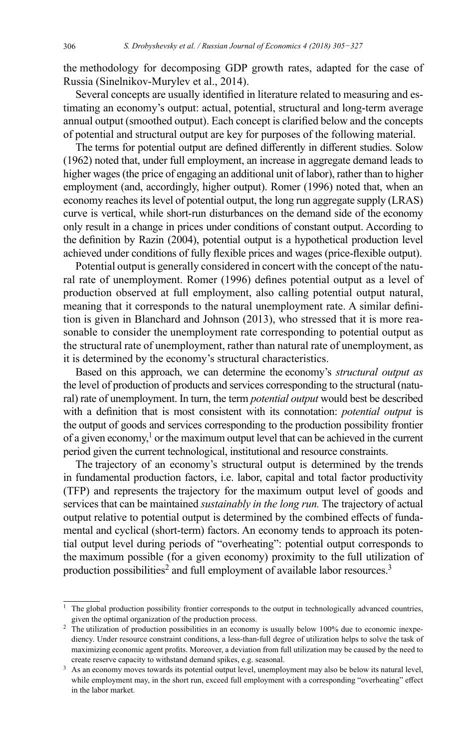the methodology for decomposing GDP growth rates, adapted for the case of Russia (Sinelnikov-Murylev et al., 2014).

Several concepts are usually identified in literature related to measuring and estimating an economy's output: actual, potential, structural and long-term average annual output (smoothed output). Each concept is clarified below and the concepts of potential and structural output are key for purposes of the following material.

The terms for potential output are defined differently in different studies. Solow (1962) noted that, under full employment, an increase in aggregate demand leads to higher wages (the price of engaging an additional unit of labor), rather than to higher employment (and, accordingly, higher output). Romer (1996) noted that, when an economy reaches its level of potential output, the long run aggregate supply (LRAS) curve is vertical, while short-run disturbances on the demand side of the economy only result in a change in prices under conditions of constant output. According to the definition by Razin (2004), potential output is a hypothetical production level achieved under conditions of fully flexible prices and wages (price-flexible output).

Potential output is generally considered in concert with the concept of the natural rate of unemployment. Romer (1996) defines potential output as a level of production observed at full employment, also calling potential output natural, meaning that it corresponds to the natural unemployment rate. A similar definition is given in Blanchard and Johnson (2013), who stressed that it is more reasonable to consider the unemployment rate corresponding to potential output as the structural rate of unemployment, rather than natural rate of unemployment, as it is determined by the economy's structural characteristics.

Based on this approach, we can determine the economy's *structural output as* the level of production of products and services corresponding to the structural (natural) rate of unemployment. In turn, the term *potential output* would best be described with a definition that is most consistent with its connotation: *potential output* is the output of goods and services corresponding to the production possibility frontier of a given economy,[1] or the maximum output level that can be achieved in the current period given the current technological, institutional and resource constraints.

The trajectory of an economy's structural output is determined by the trends in fundamental production factors, i.e. labor, capital and total factor productivity (TFP) and represents the trajectory for the maximum output level of goods and services that can be maintained *sustainably in the long run.* The trajectory of actual output relative to potential output is determined by the combined effects of fundamental and cyclical (short-term) factors. An economy tends to approach its potential output level during periods of "overheating": potential output corresponds to the maximum possible (for a given economy) proximity to the full utilization of production possibilities[2] and full employment of available labor resources.[3]

---

[1] The global production possibility frontier corresponds to the output in technologically advanced countries, given the optimal organization of the production process.

[2] The utilization of production possibilities in an economy is usually below 100% due to economic inexpediency. Under resource constraint conditions, a less-than-full degree of utilization helps to solve the task of maximizing economic agent profits. Moreover, a deviation from full utilization may be caused by the need to create reserve capacity to withstand demand spikes, e.g. seasonal.

[3] As an economy moves towards its potential output level, unemployment may also be below its natural level, while employment may, in the short run, exceed full employment with a corresponding "overheating" effect in the labor market.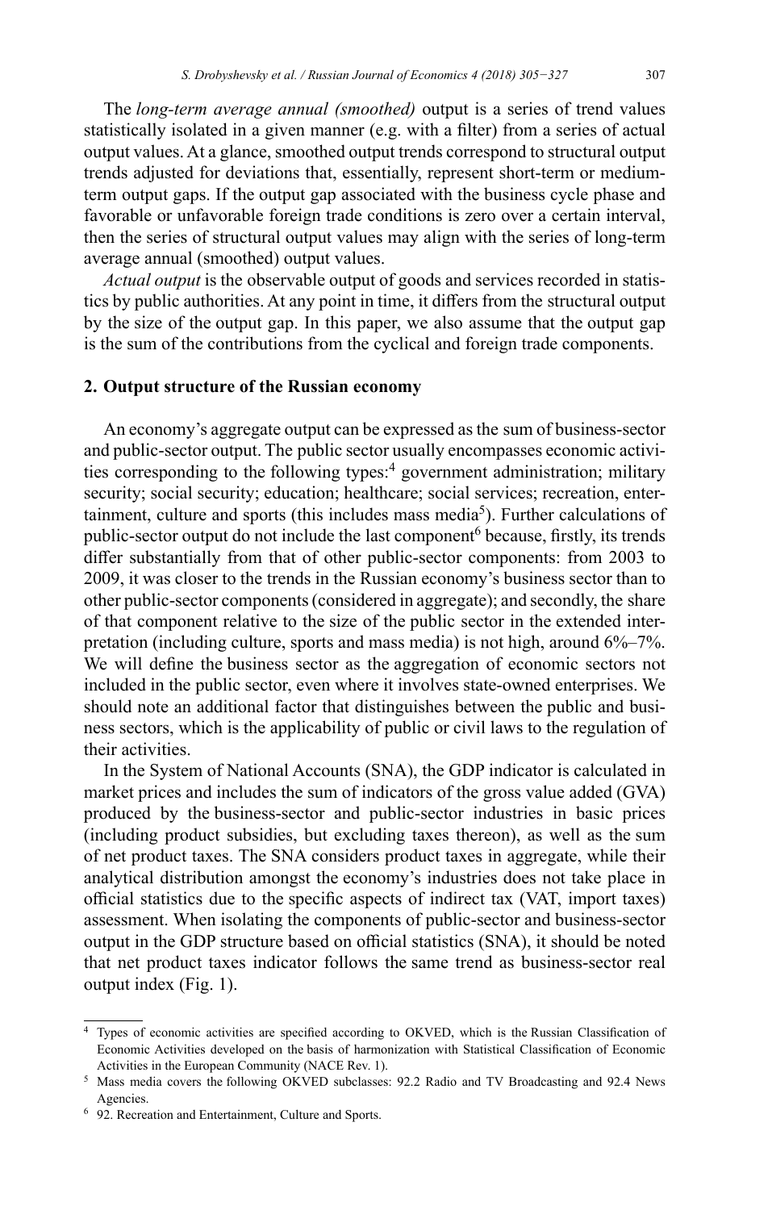The *long-term average annual (smoothed)* output is a series of trend values statistically isolated in a given manner (e.g. with a filter) from a series of actual output values. At a glance, smoothed output trends correspond to structural output trends adjusted for deviations that, essentially, represent short-term or medium-term output gaps. If the output gap associated with the business cycle phase and favorable or unfavorable foreign trade conditions is zero over a certain interval, then the series of structural output values may align with the series of long-term average annual (smoothed) output values.

*Actual output* is the observable output of goods and services recorded in statistics by public authorities. At any point in time, it differs from the structural output by the size of the output gap. In this paper, we also assume that the output gap is the sum of the contributions from the cyclical and foreign trade components.

## 2. Output structure of the Russian economy

An economy's aggregate output can be expressed as the sum of business-sector and public-sector output. The public sector usually encompasses economic activities corresponding to the following types:[4] government administration; military security; social security; education; healthcare; social services; recreation, entertainment, culture and sports (this includes mass media[5]). Further calculations of public-sector output do not include the last component[6] because, firstly, its trends differ substantially from that of other public-sector components: from 2003 to 2009, it was closer to the trends in the Russian economy's business sector than to other public-sector components (considered in aggregate); and secondly, the share of that component relative to the size of the public sector in the extended interpretation (including culture, sports and mass media) is not high, around 6%–7%. We will define the business sector as the aggregation of economic sectors not included in the public sector, even where it involves state-owned enterprises. We should note an additional factor that distinguishes between the public and business sectors, which is the applicability of public or civil laws to the regulation of their activities.

In the System of National Accounts (SNA), the GDP indicator is calculated in market prices and includes the sum of indicators of the gross value added (GVA) produced by the business-sector and public-sector industries in basic prices (including product subsidies, but excluding taxes thereon), as well as the sum of net product taxes. The SNA considers product taxes in aggregate, while their analytical distribution amongst the economy's industries does not take place in official statistics due to the specific aspects of indirect tax (VAT, import taxes) assessment. When isolating the components of public-sector and business-sector output in the GDP structure based on official statistics (SNA), it should be noted that net product taxes indicator follows the same trend as business-sector real output index (Fig. 1).

[4] Types of economic activities are specified according to OKVED, which is the Russian Classification of Economic Activities developed on the basis of harmonization with Statistical Classification of Economic Activities in the European Community (NACE Rev. 1).

[5] Mass media covers the following OKVED subclasses: 92.2 Radio and TV Broadcasting and 92.4 News Agencies.

[6] 92. Recreation and Entertainment, Culture and Sports.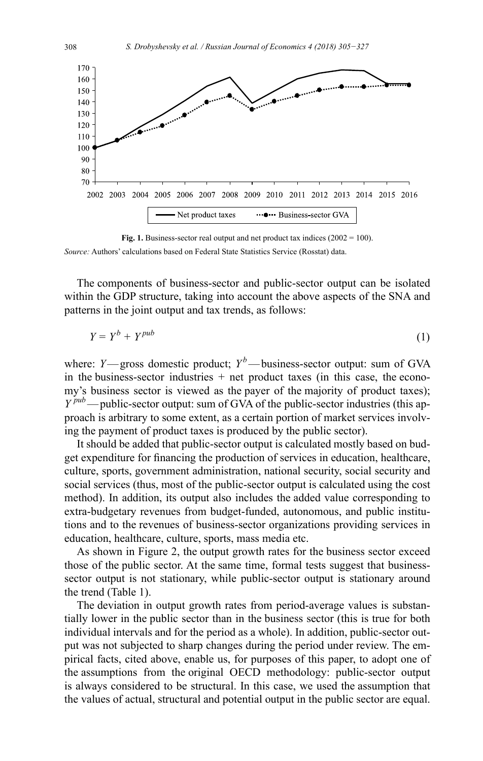Fig. 1. Business-sector real output and net product tax indices (2002 = 100).

*Source:* Authors' calculations based on Federal State Statistics Service (Rosstat) data.

The components of business-sector and public-sector output can be isolated within the GDP structure, taking into account the above aspects of the SNA and patterns in the joint output and tax trends, as follows:

$$Y = Y^b + Y^{pub} \tag{1}$$

where: $Y$ — gross domestic product; $Y^b$ — business-sector output: sum of GVA in the business-sector industries + net product taxes (in this case, the economy's business sector is viewed as the payer of the majority of product taxes); $Y^{pub}$ — public-sector output: sum of GVA of the public-sector industries (this approach is arbitrary to some extent, as a certain portion of market services involving the payment of product taxes is produced by the public sector).

It should be added that public-sector output is calculated mostly based on budget expenditure for financing the production of services in education, healthcare, culture, sports, government administration, national security, social security and social services (thus, most of the public-sector output is calculated using the cost method). In addition, its output also includes the added value corresponding to extra-budgetary revenues from budget-funded, autonomous, and public institutions and to the revenues of business-sector organizations providing services in education, healthcare, culture, sports, mass media etc.

As shown in Figure 2, the output growth rates for the business sector exceed those of the public sector. At the same time, formal tests suggest that business-sector output is not stationary, while public-sector output is stationary around the trend (Table 1).

The deviation in output growth rates from period-average values is substantially lower in the public sector than in the business sector (this is true for both individual intervals and for the period as a whole). In addition, public-sector output was not subjected to sharp changes during the period under review. The empirical facts, cited above, enable us, for purposes of this paper, to adopt one of the assumptions from the original OECD methodology: public-sector output is always considered to be structural. In this case, we used the assumption that the values of actual, structural and potential output in the public sector are equal.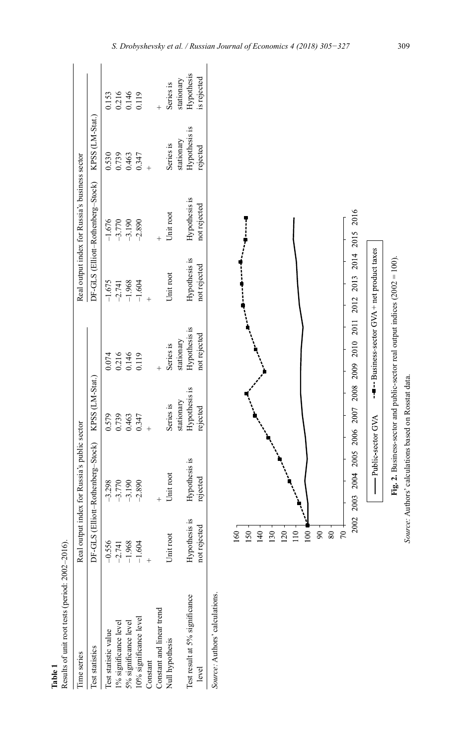**Table 1**
Results of unit root tests (period: 2002–2016).

| Time series | Real output index for Russia's public sector | | Real output index for Russia's business sector | |
|---|---|---|---|---|
| Test statistics | DF-GLS (Elliott–Rothenberg–Stock) | KPSS (LM-Stat.) | DF-GLS (Elliott–Rothenberg–Stock) | KPSS (LM-Stat.) |
| Test statistic value | −0.556 | −3.298 | 0.579 | 0.074 | −1.675 | −1.676 | 0.530 | 0.153 |
| 1% significance level | −2.741 | −3.770 | 0.739 | 0.216 | −2.741 | −3.770 | 0.739 | 0.216 |
| 5% significance level | −1.968 | −3.190 | 0.463 | 0.146 | −1.968 | −3.190 | 0.463 | 0.146 |
| 10% significance level | −1.604 | −2.890 | 0.347 | 0.119 | −1.604 | −2.890 | 0.347 | 0.119 |
| Constant | + | | + | | + | | + | |
| Constant and linear trend | | + | | + | | + | | + |
| Null hypothesis | Unit root | Unit root | Series is stationary | Series is stationary | Unit root | Unit root | Series is stationary | Series is stationary |
| Test result at 5% significance level | Hypothesis is not rejected | Hypothesis is rejected | Hypothesis is rejected | Hypothesis is not rejected | Hypothesis is not rejected | Hypothesis is not rejected | Hypothesis is rejected | Hypothesis is rejected |

*Source*: Authors' calculations.

**Fig. 2.** Business-sector and public-sector real output indices (2002 = 100).

*Source*: Authors' calculations based on Rosstat data.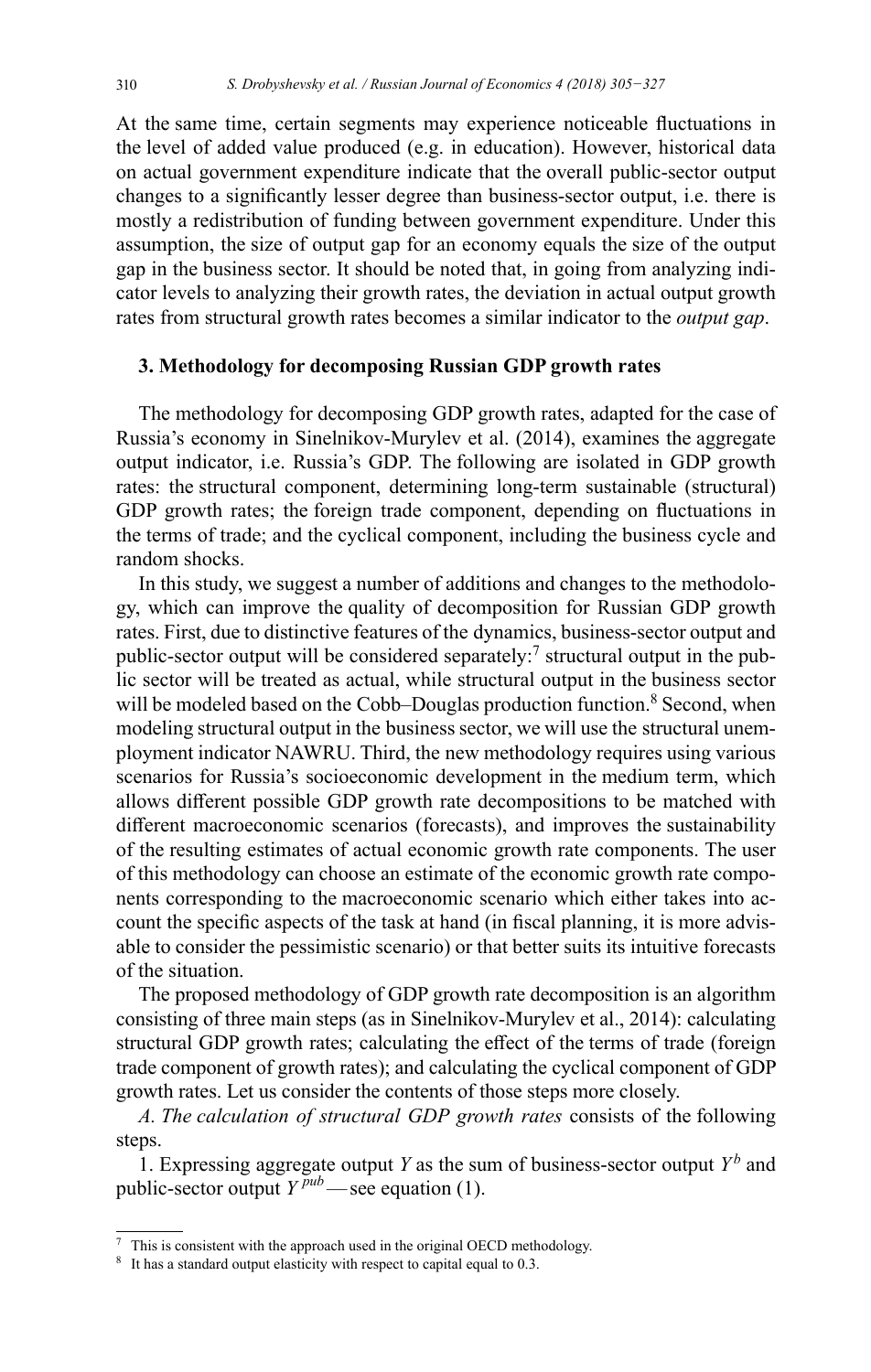At the same time, certain segments may experience noticeable fluctuations in the level of added value produced (e.g. in education). However, historical data on actual government expenditure indicate that the overall public-sector output changes to a significantly lesser degree than business-sector output, i.e. there is mostly a redistribution of funding between government expenditure. Under this assumption, the size of output gap for an economy equals the size of the output gap in the business sector. It should be noted that, in going from analyzing indicator levels to analyzing their growth rates, the deviation in actual output growth rates from structural growth rates becomes a similar indicator to the *output gap*.

### 3. Methodology for decomposing Russian GDP growth rates

The methodology for decomposing GDP growth rates, adapted for the case of Russia's economy in Sinelnikov-Murylev et al. (2014), examines the aggregate output indicator, i.e. Russia's GDP. The following are isolated in GDP growth rates: the structural component, determining long-term sustainable (structural) GDP growth rates; the foreign trade component, depending on fluctuations in the terms of trade; and the cyclical component, including the business cycle and random shocks.

In this study, we suggest a number of additions and changes to the methodology, which can improve the quality of decomposition for Russian GDP growth rates. First, due to distinctive features of the dynamics, business-sector output and public-sector output will be considered separately:[7] structural output in the public sector will be treated as actual, while structural output in the business sector will be modeled based on the Cobb–Douglas production function.[8] Second, when modeling structural output in the business sector, we will use the structural unemployment indicator NAWRU. Third, the new methodology requires using various scenarios for Russia's socioeconomic development in the medium term, which allows different possible GDP growth rate decompositions to be matched with different macroeconomic scenarios (forecasts), and improves the sustainability of the resulting estimates of actual economic growth rate components. The user of this methodology can choose an estimate of the economic growth rate components corresponding to the macroeconomic scenario which either takes into account the specific aspects of the task at hand (in fiscal planning, it is more advisable to consider the pessimistic scenario) or that better suits its intuitive forecasts of the situation.

The proposed methodology of GDP growth rate decomposition is an algorithm consisting of three main steps (as in Sinelnikov-Murylev et al., 2014): calculating structural GDP growth rates; calculating the effect of the terms of trade (foreign trade component of growth rates); and calculating the cyclical component of GDP growth rates. Let us consider the contents of those steps more closely.

*A. The calculation of structural GDP growth rates* consists of the following steps.

1. Expressing aggregate output $Y$ as the sum of business-sector output $Y^b$ and public-sector output $Y^{pub}$ — see equation (1).

---

[7] This is consistent with the approach used in the original OECD methodology.

[8] It has a standard output elasticity with respect to capital equal to 0.3.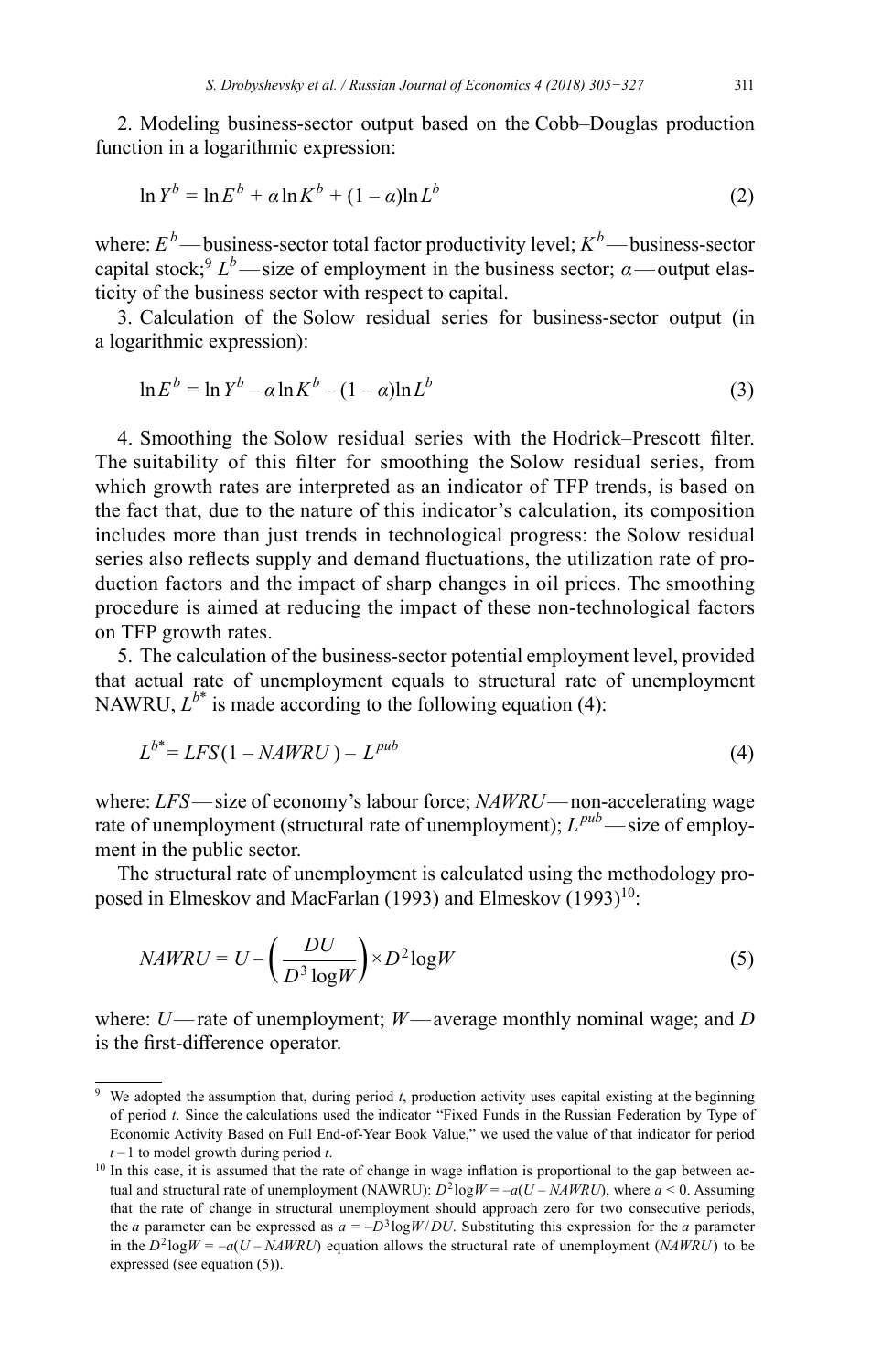2. Modeling business-sector output based on the Cobb–Douglas production function in a logarithmic expression:

$$\ln Y^b = \ln E^b + \alpha \ln K^b + (1 - \alpha)\ln L^b \tag{2}$$

where: $E^b$ — business-sector total factor productivity level; $K^b$ — business-sector capital stock;[9] $L^b$ — size of employment in the business sector; $\alpha$ — output elasticity of the business sector with respect to capital.

3. Calculation of the Solow residual series for business-sector output (in a logarithmic expression):

$$\ln E^b = \ln Y^b - \alpha \ln K^b - (1 - \alpha)\ln L^b \tag{3}$$

4. Smoothing the Solow residual series with the Hodrick–Prescott filter. The suitability of this filter for smoothing the Solow residual series, from which growth rates are interpreted as an indicator of TFP trends, is based on the fact that, due to the nature of this indicator's calculation, its composition includes more than just trends in technological progress: the Solow residual series also reflects supply and demand fluctuations, the utilization rate of production factors and the impact of sharp changes in oil prices. The smoothing procedure is aimed at reducing the impact of these non-technological factors on TFP growth rates.

5. The calculation of the business-sector potential employment level, provided that actual rate of unemployment equals to structural rate of unemployment NAWRU, $L^{b*}$ is made according to the following equation (4):

$$L^{b*} = LFS(1 - NAWRU) - L^{pub} \tag{4}$$

where: $LFS$ — size of economy's labour force; $NAWRU$ — non-accelerating wage rate of unemployment (structural rate of unemployment); $L^{pub}$ — size of employment in the public sector.

The structural rate of unemployment is calculated using the methodology proposed in Elmeskov and MacFarlan (1993) and Elmeskov (1993)[10]:

$$NAWRU = U - \left( \frac{DU}{D^3 \log W} \right) \times D^2 \log W \tag{5}$$

where: $U$ — rate of unemployment; $W$ — average monthly nominal wage; and $D$ is the first-difference operator.

---

[9] We adopted the assumption that, during period $t$, production activity uses capital existing at the beginning of period $t$. Since the calculations used the indicator "Fixed Funds in the Russian Federation by Type of Economic Activity Based on Full End-of-Year Book Value," we used the value of that indicator for period $t-1$ to model growth during period $t$.

[10] In this case, it is assumed that the rate of change in wage inflation is proportional to the gap between actual and structural rate of unemployment (NAWRU): $D^2 \log W = -a(U - NAWRU)$, where $a < 0$. Assuming that the rate of change in structural unemployment should approach zero for two consecutive periods, the $a$ parameter can be expressed as $a = -D^3 \log W / DU$. Substituting this expression for the $a$ parameter in the $D^2 \log W = -a(U - NAWRU)$ equation allows the structural rate of unemployment ($NAWRU$) to be expressed (see equation (5)).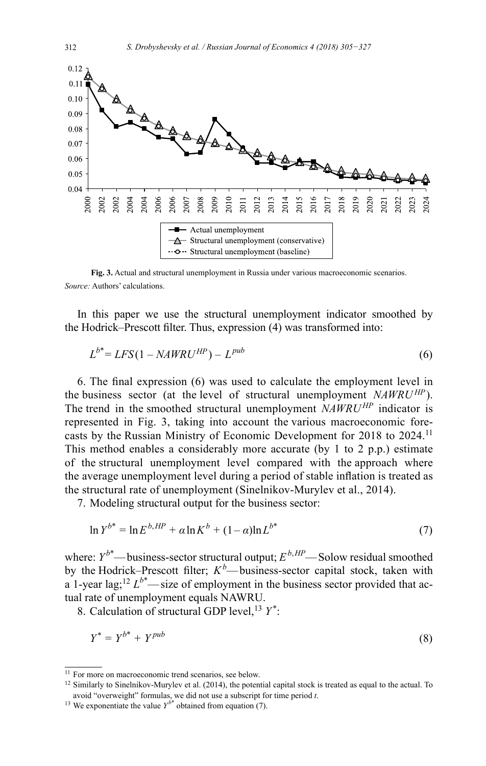Fig. 3. Actual and structural unemployment in Russia under various macroeconomic scenarios.

*Source:* Authors' calculations.

In this paper we use the structural unemployment indicator smoothed by the Hodrick–Prescott filter. Thus, expression (4) was transformed into:

$$L^{b*} = LFS(1 - NAWRU^{HP}) - L^{pub} \tag{6}$$

6. The final expression (6) was used to calculate the employment level in the business sector (at the level of structural unemployment $NAWRU^{HP}$). The trend in the smoothed structural unemployment $NAWRU^{HP}$ indicator is represented in Fig. 3, taking into account the various macroeconomic forecasts by the Russian Ministry of Economic Development for 2018 to 2024.[11] This method enables a considerably more accurate (by 1 to 2 p.p.) estimate of the structural unemployment level compared with the approach where the average unemployment level during a period of stable inflation is treated as the structural rate of unemployment (Sinelnikov-Murylev et al., 2014).

7. Modeling structural output for the business sector:

$$\ln Y^{b*} = \ln E^{b,HP} + \alpha \ln K^{b} + (1 - \alpha) \ln L^{b*} \tag{7}$$

where: $Y^{b*}$ — business-sector structural output; $E^{b,HP}$ — Solow residual smoothed by the Hodrick–Prescott filter; $K^{b}$ — business-sector capital stock, taken with a 1-year lag;[12] $L^{b*}$ — size of employment in the business sector provided that actual rate of unemployment equals NAWRU.

8. Calculation of structural GDP level,[13] $Y^{*}$:

$$Y^{*} = Y^{b*} + Y^{pub} \tag{8}$$

---

[11] For more on macroeconomic trend scenarios, see below.

[12] Similarly to Sinelnikov-Murylev et al. (2014), the potential capital stock is treated as equal to the actual. To avoid "overweight" formulas, we did not use a subscript for time period $t$.

[13] We exponentiate the value $Y^{b*}$ obtained from equation (7).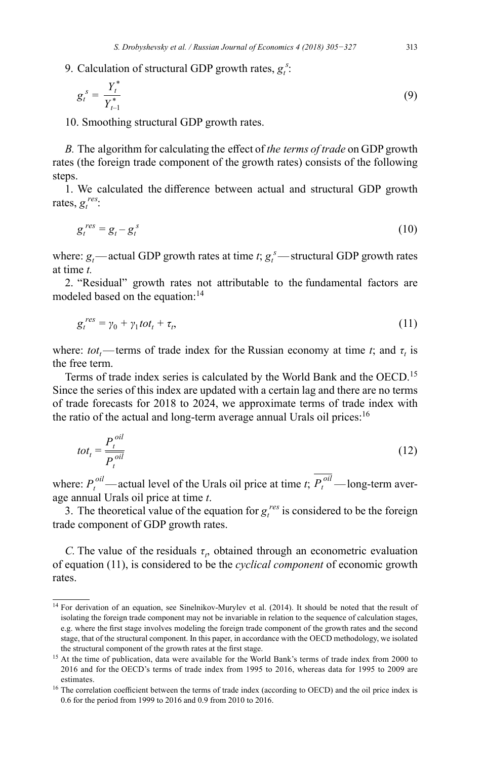9. Calculation of structural GDP growth rates, $g_t^s$:

$$g_t^s = \frac{Y_t^*}{Y_{t-1}^*} \tag{9}$$

10. Smoothing structural GDP growth rates.

*B.* The algorithm for calculating the effect of *the terms of trade* on GDP growth rates (the foreign trade component of the growth rates) consists of the following steps.

1. We calculated the difference between actual and structural GDP growth rates, $g_t^{res}$:

$$g_t^{res} = g_t - g_t^s \tag{10}$$

where: $g_t$ — actual GDP growth rates at time $t$; $g_t^s$ — structural GDP growth rates at time $t$.

2. "Residual" growth rates not attributable to the fundamental factors are modeled based on the equation:[14]

$$g_t^{res} = \gamma_0 + \gamma_1 tot_t + \tau_t, \tag{11}$$

where: $tot_t$ — terms of trade index for the Russian economy at time $t$; and $\tau_t$ is the free term.

Terms of trade index series is calculated by the World Bank and the OECD.[15] Since the series of this index are updated with a certain lag and there are no terms of trade forecasts for 2018 to 2024, we approximate terms of trade index with the ratio of the actual and long-term average annual Urals oil prices:[16]

$$tot_t = \frac{P_t^{oil}}{\overline{P_t^{oil}}} \tag{12}$$

where: $P_t^{oil}$ — actual level of the Urals oil price at time $t$; $\overline{P_t^{oil}}$ — long-term average annual Urals oil price at time $t$.

3. The theoretical value of the equation for $g_t^{res}$ is considered to be the foreign trade component of GDP growth rates.

*C.* The value of the residuals $\tau_t$, obtained through an econometric evaluation of equation (11), is considered to be the *cyclical component* of economic growth rates.

---

[14] For derivation of an equation, see Sinelnikov-Murylev et al. (2014). It should be noted that the result of isolating the foreign trade component may not be invariable in relation to the sequence of calculation stages, e.g. where the first stage involves modeling the foreign trade component of the growth rates and the second stage, that of the structural component. In this paper, in accordance with the OECD methodology, we isolated the structural component of the growth rates at the first stage.

[15] At the time of publication, data were available for the World Bank's terms of trade index from 2000 to 2016 and for the OECD's terms of trade index from 1995 to 2016, whereas data for 1995 to 2009 are estimates.

[16] The correlation coefficient between the terms of trade index (according to OECD) and the oil price index is 0.6 for the period from 1999 to 2016 and 0.9 from 2010 to 2016.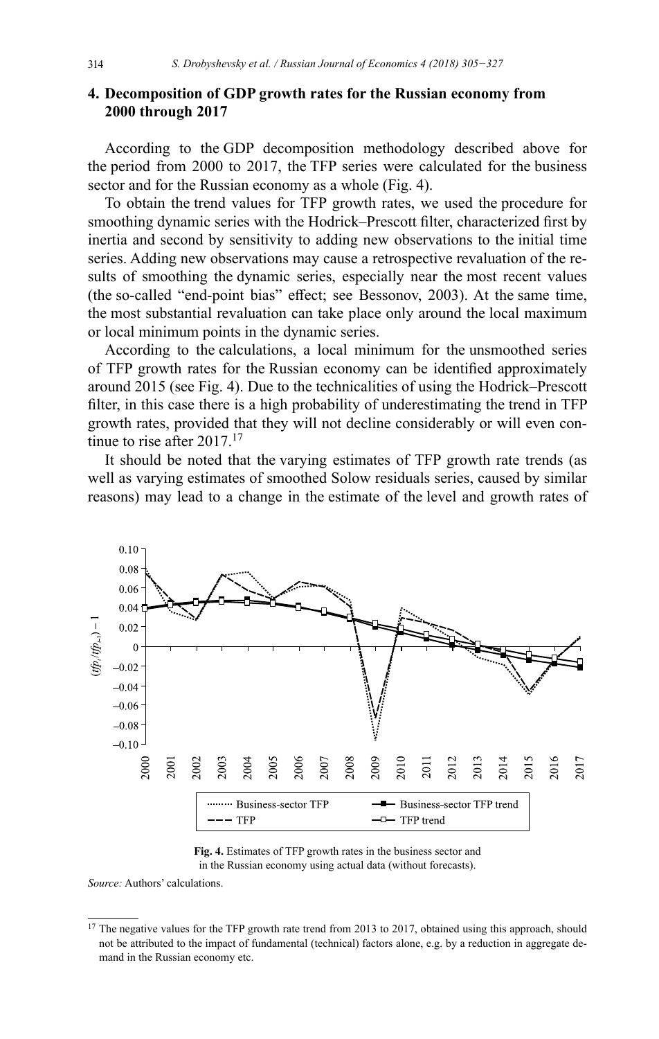## 4. Decomposition of GDP growth rates for the Russian economy from 2000 through 2017

According to the GDP decomposition methodology described above for the period from 2000 to 2017, the TFP series were calculated for the business sector and for the Russian economy as a whole (Fig. 4).

To obtain the trend values for TFP growth rates, we used the procedure for smoothing dynamic series with the Hodrick–Prescott filter, characterized first by inertia and second by sensitivity to adding new observations to the initial time series. Adding new observations may cause a retrospective revaluation of the results of smoothing the dynamic series, especially near the most recent values (the so-called "end-point bias" effect; see Bessonov, 2003). At the same time, the most substantial revaluation can take place only around the local maximum or local minimum points in the dynamic series.

According to the calculations, a local minimum for the unsmoothed series of TFP growth rates for the Russian economy can be identified approximately around 2015 (see Fig. 4). Due to the technicalities of using the Hodrick–Prescott filter, in this case there is a high probability of underestimating the trend in TFP growth rates, provided that they will not decline considerably or will even continue to rise after 2017.[17]

It should be noted that the varying estimates of TFP growth rate trends (as well as varying estimates of smoothed Solow residuals series, caused by similar reasons) may lead to a change in the estimate of the level and growth rates of

**Fig. 4.** Estimates of TFP growth rates in the business sector and in the Russian economy using actual data (without forecasts).

*Source:* Authors' calculations.

---

[17] The negative values for the TFP growth rate trend from 2013 to 2017, obtained using this approach, should not be attributed to the impact of fundamental (technical) factors alone, e.g. by a reduction in aggregate demand in the Russian economy etc.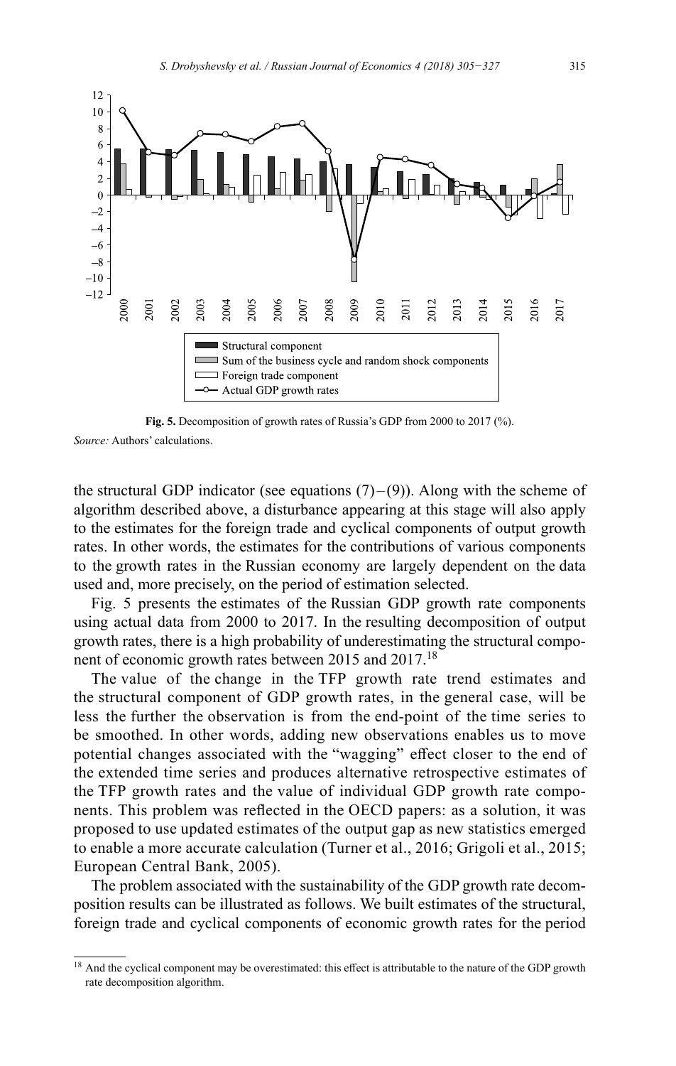Fig. 5. Decomposition of growth rates of Russia's GDP from 2000 to 2017 (%).

*Source:* Authors' calculations.

the structural GDP indicator (see equations (7)–(9)). Along with the scheme of algorithm described above, a disturbance appearing at this stage will also apply to the estimates for the foreign trade and cyclical components of output growth rates. In other words, the estimates for the contributions of various components to the growth rates in the Russian economy are largely dependent on the data used and, more precisely, on the period of estimation selected.

Fig. 5 presents the estimates of the Russian GDP growth rate components using actual data from 2000 to 2017. In the resulting decomposition of output growth rates, there is a high probability of underestimating the structural component of economic growth rates between 2015 and 2017.[18]

The value of the change in the TFP growth rate trend estimates and the structural component of GDP growth rates, in the general case, will be less the further the observation is from the end-point of the time series to be smoothed. In other words, adding new observations enables us to move potential changes associated with the "wagging" effect closer to the end of the extended time series and produces alternative retrospective estimates of the TFP growth rates and the value of individual GDP growth rate components. This problem was reflected in the OECD papers: as a solution, it was proposed to use updated estimates of the output gap as new statistics emerged to enable a more accurate calculation (Turner et al., 2016; Grigoli et al., 2015; European Central Bank, 2005).

The problem associated with the sustainability of the GDP growth rate decomposition results can be illustrated as follows. We built estimates of the structural, foreign trade and cyclical components of economic growth rates for the period

[18] And the cyclical component may be overestimated: this effect is attributable to the nature of the GDP growth rate decomposition algorithm.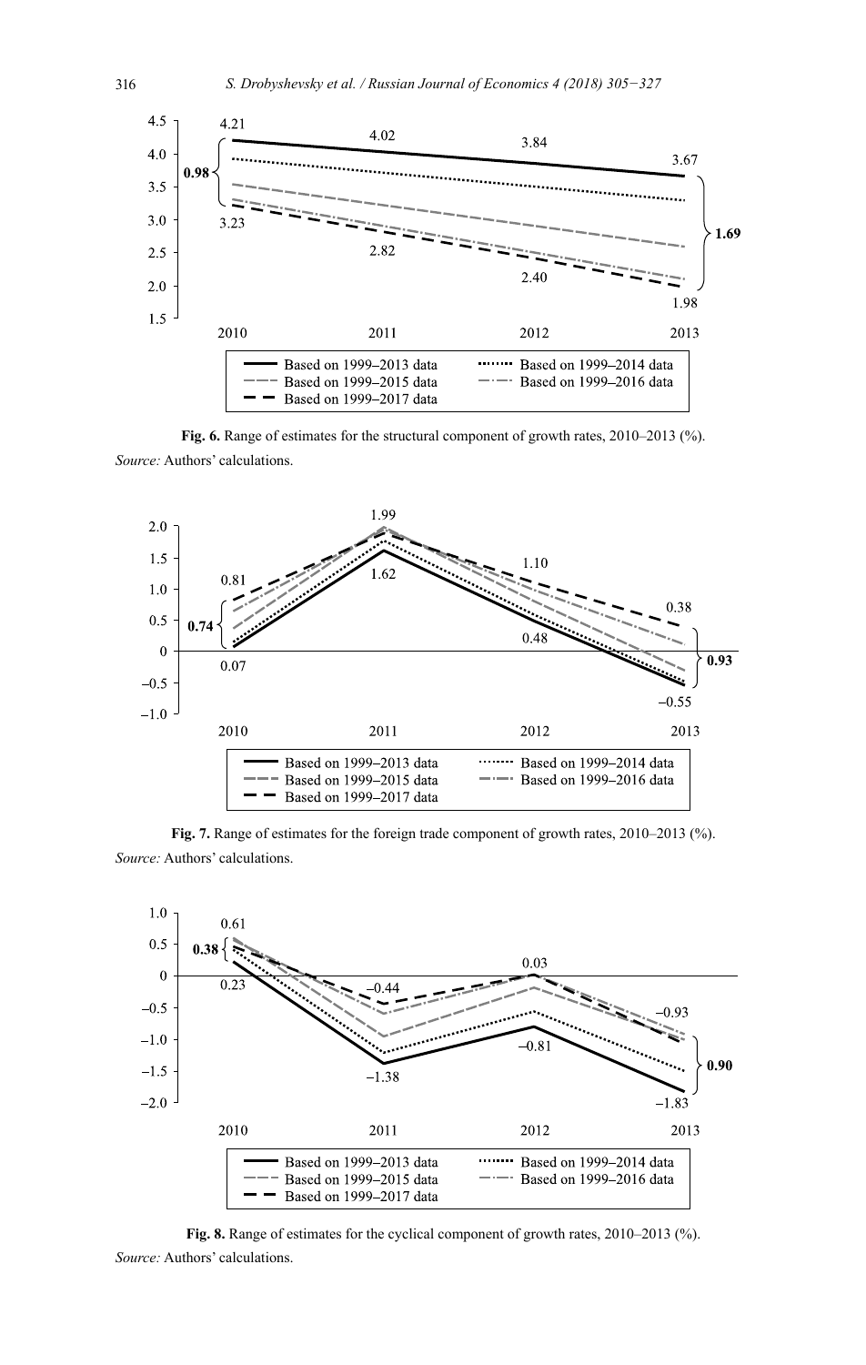**Fig. 6.** Range of estimates for the structural component of growth rates, 2010–2013 (%).
*Source:* Authors' calculations.

**Fig. 7.** Range of estimates for the foreign trade component of growth rates, 2010–2013 (%).
*Source:* Authors' calculations.

**Fig. 8.** Range of estimates for the cyclical component of growth rates, 2010–2013 (%).
*Source:* Authors' calculations.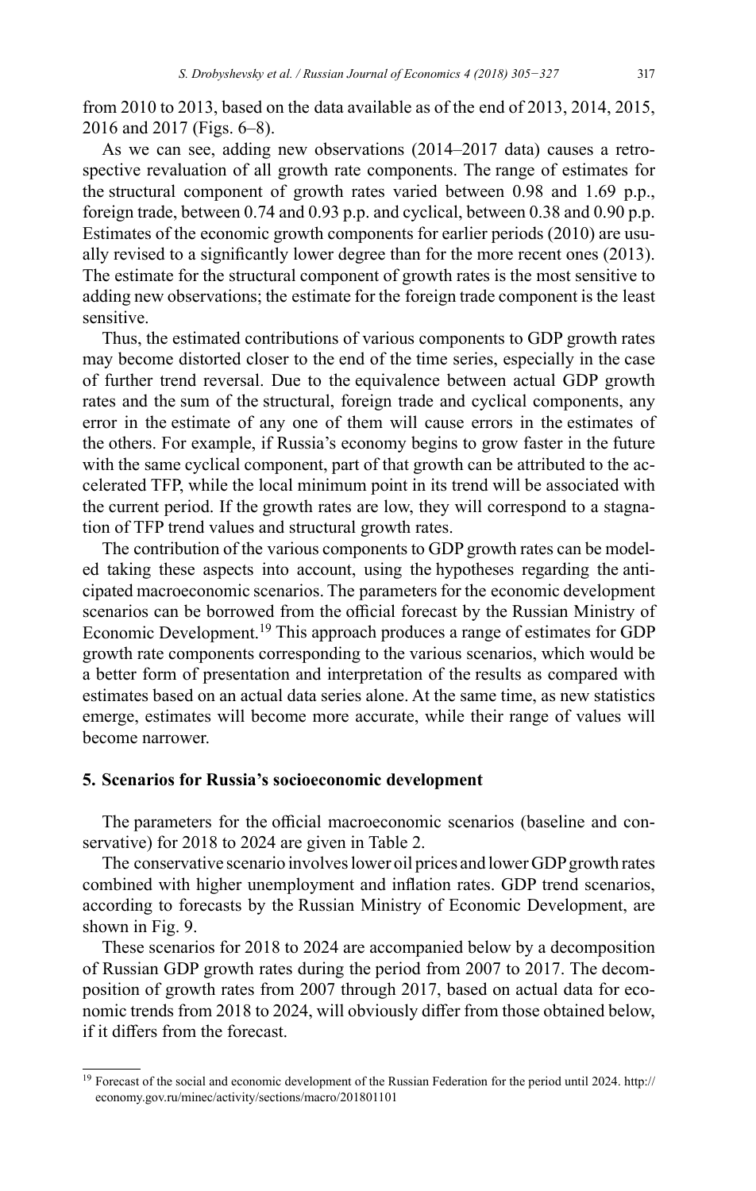from 2010 to 2013, based on the data available as of the end of 2013, 2014, 2015, 2016 and 2017 (Figs. 6–8).

As we can see, adding new observations (2014–2017 data) causes a retrospective revaluation of all growth rate components. The range of estimates for the structural component of growth rates varied between 0.98 and 1.69 p.p., foreign trade, between 0.74 and 0.93 p.p. and cyclical, between 0.38 and 0.90 p.p. Estimates of the economic growth components for earlier periods (2010) are usually revised to a significantly lower degree than for the more recent ones (2013). The estimate for the structural component of growth rates is the most sensitive to adding new observations; the estimate for the foreign trade component is the least sensitive.

Thus, the estimated contributions of various components to GDP growth rates may become distorted closer to the end of the time series, especially in the case of further trend reversal. Due to the equivalence between actual GDP growth rates and the sum of the structural, foreign trade and cyclical components, any error in the estimate of any one of them will cause errors in the estimates of the others. For example, if Russia's economy begins to grow faster in the future with the same cyclical component, part of that growth can be attributed to the accelerated TFP, while the local minimum point in its trend will be associated with the current period. If the growth rates are low, they will correspond to a stagnation of TFP trend values and structural growth rates.

The contribution of the various components to GDP growth rates can be modeled taking these aspects into account, using the hypotheses regarding the anticipated macroeconomic scenarios. The parameters for the economic development scenarios can be borrowed from the official forecast by the Russian Ministry of Economic Development.[19] This approach produces a range of estimates for GDP growth rate components corresponding to the various scenarios, which would be a better form of presentation and interpretation of the results as compared with estimates based on an actual data series alone. At the same time, as new statistics emerge, estimates will become more accurate, while their range of values will become narrower.

## 5. Scenarios for Russia's socioeconomic development

The parameters for the official macroeconomic scenarios (baseline and conservative) for 2018 to 2024 are given in Table 2.

The conservative scenario involves lower oil prices and lower GDP growth rates combined with higher unemployment and inflation rates. GDP trend scenarios, according to forecasts by the Russian Ministry of Economic Development, are shown in Fig. 9.

These scenarios for 2018 to 2024 are accompanied below by a decomposition of Russian GDP growth rates during the period from 2007 to 2017. The decomposition of growth rates from 2007 through 2017, based on actual data for economic trends from 2018 to 2024, will obviously differ from those obtained below, if it differs from the forecast.

[19] Forecast of the social and economic development of the Russian Federation for the period until 2024. http://economy.gov.ru/minec/activity/sections/macro/201801101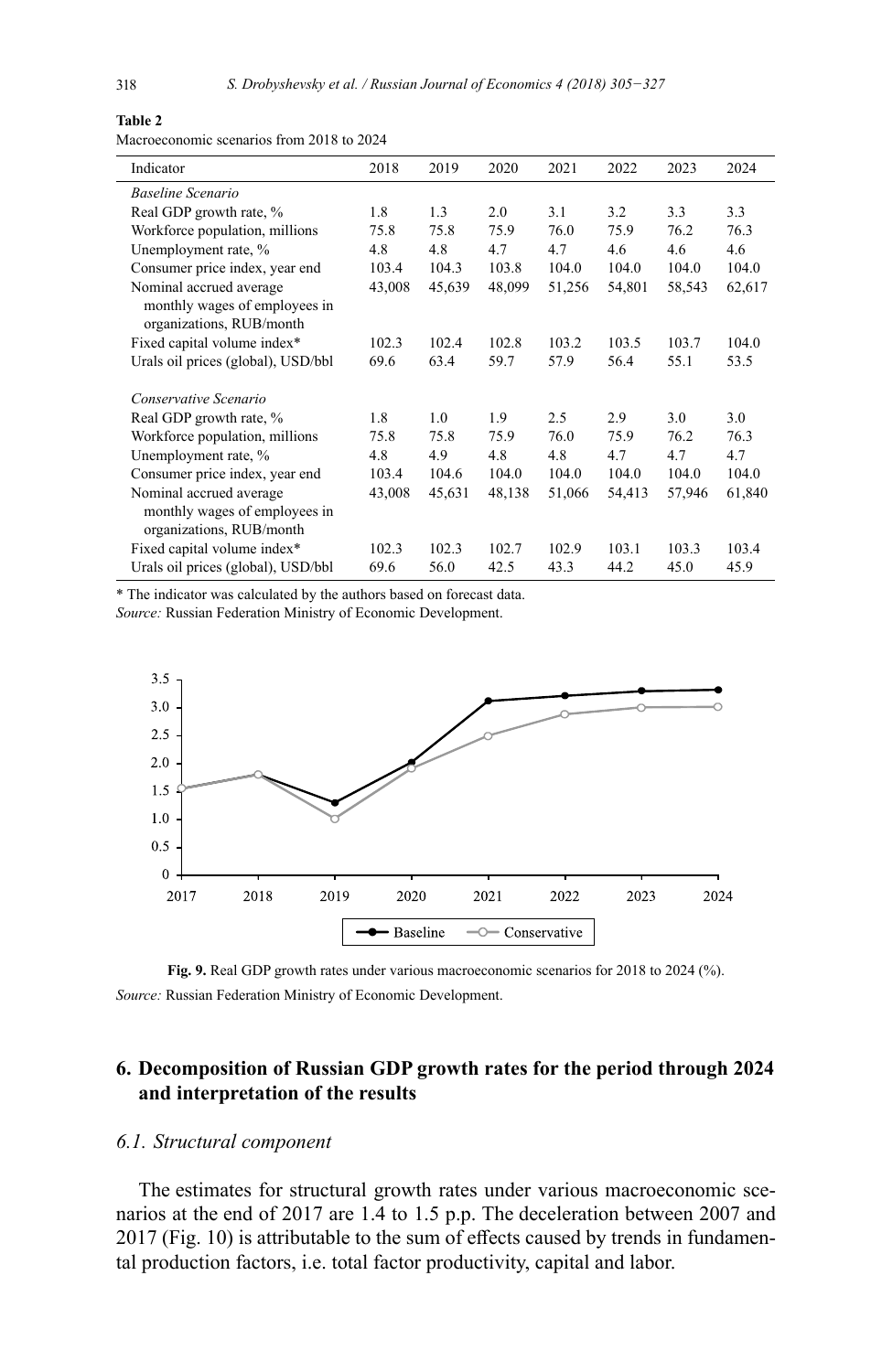**Table 2**

Macroeconomic scenarios from 2018 to 2024

| Indicator | 2018 | 2019 | 2020 | 2021 | 2022 | 2023 | 2024 |
|---|---|---|---|---|---|---|---|
| *Baseline Scenario* | | | | | | | |
| Real GDP growth rate, % | 1.8 | 1.3 | 2.0 | 3.1 | 3.2 | 3.3 | 3.3 |
| Workforce population, millions | 75.8 | 75.8 | 75.9 | 76.0 | 75.9 | 76.2 | 76.3 |
| Unemployment rate, % | 4.8 | 4.8 | 4.7 | 4.7 | 4.6 | 4.6 | 4.6 |
| Consumer price index, year end | 103.4 | 104.3 | 103.8 | 104.0 | 104.0 | 104.0 | 104.0 |
| Nominal accrued average monthly wages of employees in organizations, RUB/month | 43,008 | 45,639 | 48,099 | 51,256 | 54,801 | 58,543 | 62,617 |
| Fixed capital volume index* | 102.3 | 102.4 | 102.8 | 103.2 | 103.5 | 103.7 | 104.0 |
| Urals oil prices (global), USD/bbl | 69.6 | 63.4 | 59.7 | 57.9 | 56.4 | 55.1 | 53.5 |
| *Conservative Scenario* | | | | | | | |
| Real GDP growth rate, % | 1.8 | 1.0 | 1.9 | 2.5 | 2.9 | 3.0 | 3.0 |
| Workforce population, millions | 75.8 | 75.8 | 75.9 | 76.0 | 75.9 | 76.2 | 76.3 |
| Unemployment rate, % | 4.8 | 4.9 | 4.8 | 4.8 | 4.7 | 4.7 | 4.7 |
| Consumer price index, year end | 103.4 | 104.6 | 104.0 | 104.0 | 104.0 | 104.0 | 104.0 |
| Nominal accrued average monthly wages of employees in organizations, RUB/month | 43,008 | 45,631 | 48,138 | 51,066 | 54,413 | 57,946 | 61,840 |
| Fixed capital volume index* | 102.3 | 102.3 | 102.7 | 102.9 | 103.1 | 103.3 | 103.4 |
| Urals oil prices (global), USD/bbl | 69.6 | 56.0 | 42.5 | 43.3 | 44.2 | 45.0 | 45.9 |

\* The indicator was calculated by the authors based on forecast data.

*Source:* Russian Federation Ministry of Economic Development.

**Fig. 9.** Real GDP growth rates under various macroeconomic scenarios for 2018 to 2024 (%).

*Source:* Russian Federation Ministry of Economic Development.

## 6. Decomposition of Russian GDP growth rates for the period through 2024 and interpretation of the results

### 6.1. Structural component

The estimates for structural growth rates under various macroeconomic scenarios at the end of 2017 are 1.4 to 1.5 p.p. The deceleration between 2007 and 2017 (Fig. 10) is attributable to the sum of effects caused by trends in fundamental production factors, i.e. total factor productivity, capital and labor.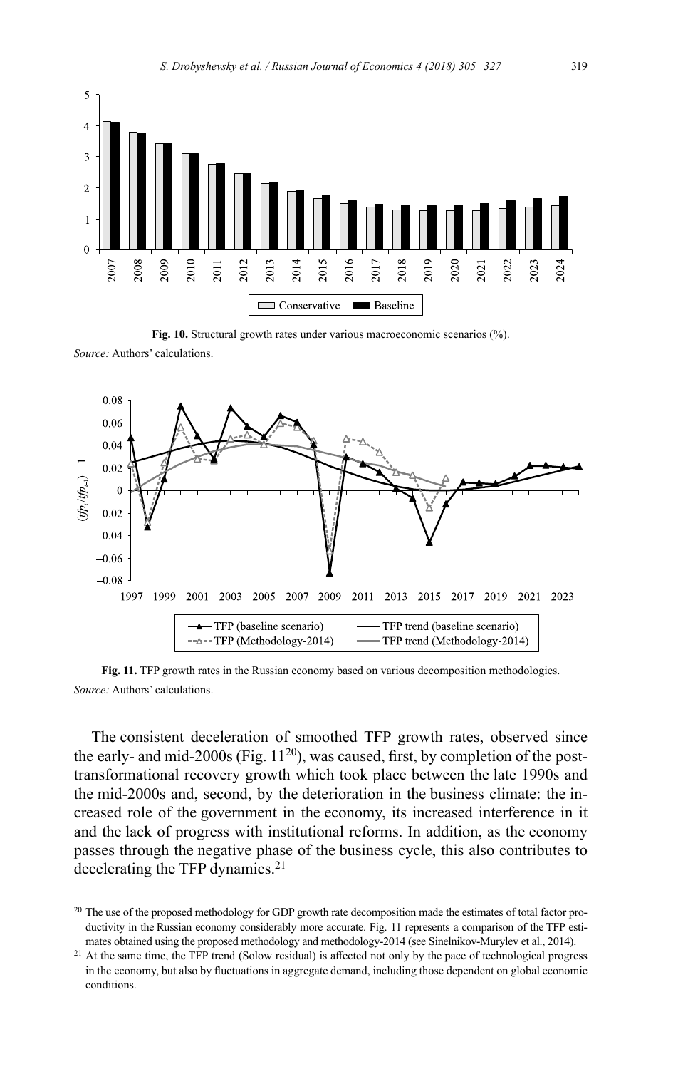**Fig. 10.** Structural growth rates under various macroeconomic scenarios (%).

*Source:* Authors' calculations.

**Fig. 11.** TFP growth rates in the Russian economy based on various decomposition methodologies.

*Source:* Authors' calculations.

The consistent deceleration of smoothed TFP growth rates, observed since the early- and mid-2000s (Fig. 11[20]), was caused, first, by completion of the post-transformational recovery growth which took place between the late 1990s and the mid-2000s and, second, by the deterioration in the business climate: the increased role of the government in the economy, its increased interference in it and the lack of progress with institutional reforms. In addition, as the economy passes through the negative phase of the business cycle, this also contributes to decelerating the TFP dynamics.[21]

---

[20] The use of the proposed methodology for GDP growth rate decomposition made the estimates of total factor productivity in the Russian economy considerably more accurate. Fig. 11 represents a comparison of the TFP estimates obtained using the proposed methodology and methodology-2014 (see Sinelnikov-Murylev et al., 2014).

[21] At the same time, the TFP trend (Solow residual) is affected not only by the pace of technological progress in the economy, but also by fluctuations in aggregate demand, including those dependent on global economic conditions.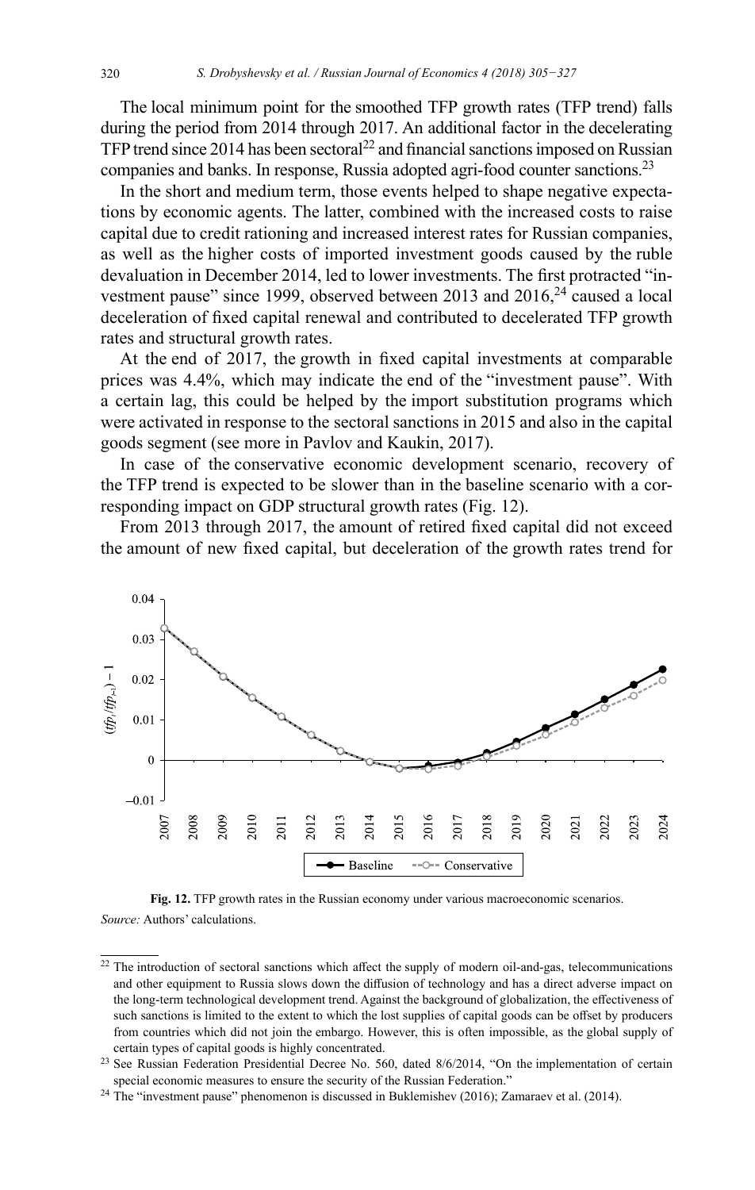The local minimum point for the smoothed TFP growth rates (TFP trend) falls during the period from 2014 through 2017. An additional factor in the decelerating TFP trend since 2014 has been sectoral[22] and financial sanctions imposed on Russian companies and banks. In response, Russia adopted agri-food counter sanctions.[23]

In the short and medium term, those events helped to shape negative expectations by economic agents. The latter, combined with the increased costs to raise capital due to credit rationing and increased interest rates for Russian companies, as well as the higher costs of imported investment goods caused by the ruble devaluation in December 2014, led to lower investments. The first protracted "investment pause" since 1999, observed between 2013 and 2016,[24] caused a local deceleration of fixed capital renewal and contributed to decelerated TFP growth rates and structural growth rates.

At the end of 2017, the growth in fixed capital investments at comparable prices was 4.4%, which may indicate the end of the "investment pause". With a certain lag, this could be helped by the import substitution programs which were activated in response to the sectoral sanctions in 2015 and also in the capital goods segment (see more in Pavlov and Kaukin, 2017).

In case of the conservative economic development scenario, recovery of the TFP trend is expected to be slower than in the baseline scenario with a corresponding impact on GDP structural growth rates (Fig. 12).

From 2013 through 2017, the amount of retired fixed capital did not exceed the amount of new fixed capital, but deceleration of the growth rates trend for

**Fig. 12.** TFP growth rates in the Russian economy under various macroeconomic scenarios.
*Source:* Authors' calculations.

---

[22] The introduction of sectoral sanctions which affect the supply of modern oil-and-gas, telecommunications and other equipment to Russia slows down the diffusion of technology and has a direct adverse impact on the long-term technological development trend. Against the background of globalization, the effectiveness of such sanctions is limited to the extent to which the lost supplies of capital goods can be offset by producers from countries which did not join the embargo. However, this is often impossible, as the global supply of certain types of capital goods is highly concentrated.

[23] See Russian Federation Presidential Decree No. 560, dated 8/6/2014, "On the implementation of certain special economic measures to ensure the security of the Russian Federation."

[24] The "investment pause" phenomenon is discussed in Buklemishev (2016); Zamaraev et al. (2014).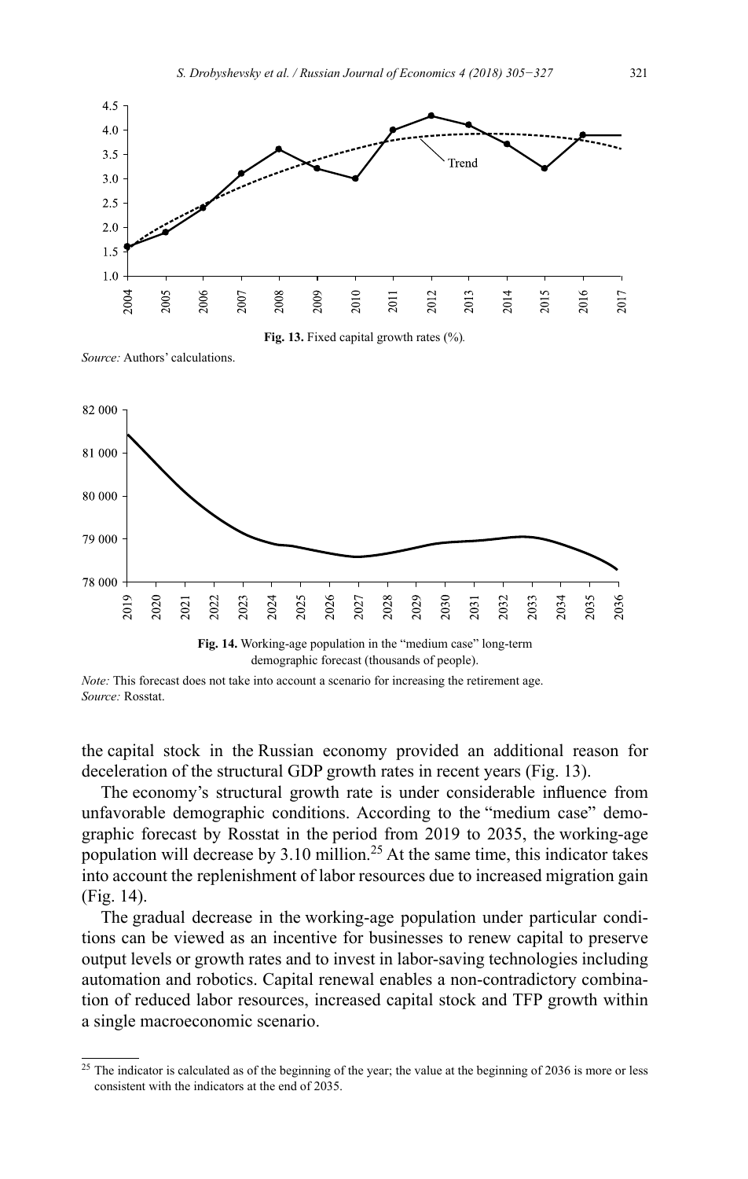**Fig. 13.** Fixed capital growth rates (%).

*Source:* Authors' calculations.

**Fig. 14.** Working-age population in the "medium case" long-term demographic forecast (thousands of people).

*Note:* This forecast does not take into account a scenario for increasing the retirement age.
*Source:* Rosstat.

the capital stock in the Russian economy provided an additional reason for deceleration of the structural GDP growth rates in recent years (Fig. 13).

The economy's structural growth rate is under considerable influence from unfavorable demographic conditions. According to the "medium case" demographic forecast by Rosstat in the period from 2019 to 2035, the working-age population will decrease by 3.10 million.[25] At the same time, this indicator takes into account the replenishment of labor resources due to increased migration gain (Fig. 14).

The gradual decrease in the working-age population under particular conditions can be viewed as an incentive for businesses to renew capital to preserve output levels or growth rates and to invest in labor-saving technologies including automation and robotics. Capital renewal enables a non-contradictory combination of reduced labor resources, increased capital stock and TFP growth within a single macroeconomic scenario.

---

[25] The indicator is calculated as of the beginning of the year; the value at the beginning of 2036 is more or less consistent with the indicators at the end of 2035.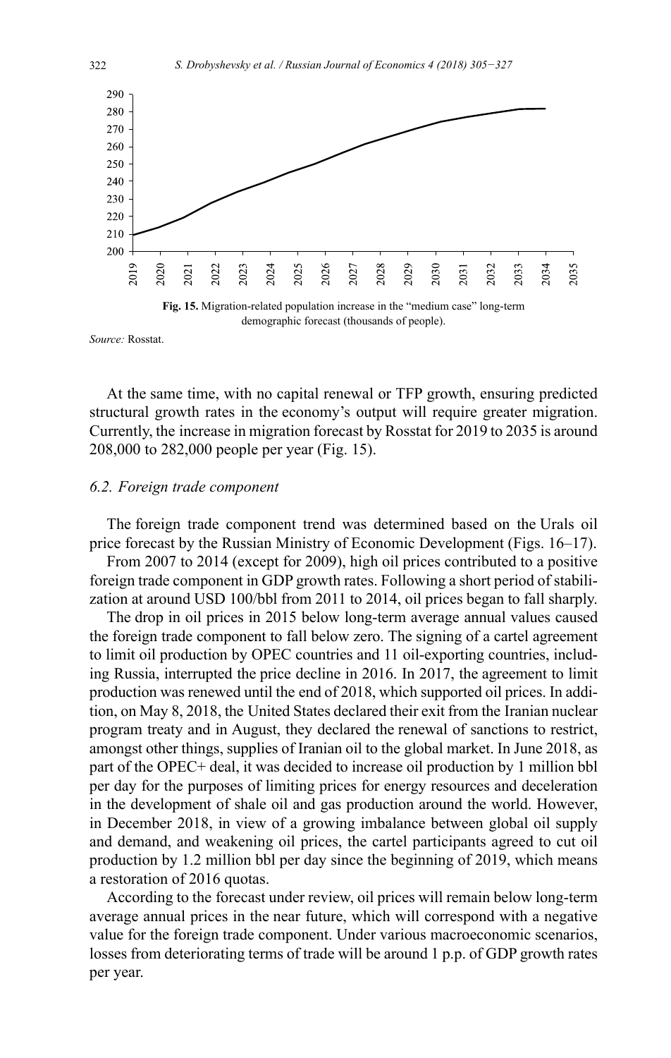**Fig. 15.** Migration-related population increase in the "medium case" long-term demographic forecast (thousands of people).

*Source:* Rosstat.

At the same time, with no capital renewal or TFP growth, ensuring predicted structural growth rates in the economy's output will require greater migration. Currently, the increase in migration forecast by Rosstat for 2019 to 2035 is around 208,000 to 282,000 people per year (Fig. 15).

### *6.2. Foreign trade component*

The foreign trade component trend was determined based on the Urals oil price forecast by the Russian Ministry of Economic Development (Figs. 16–17).

From 2007 to 2014 (except for 2009), high oil prices contributed to a positive foreign trade component in GDP growth rates. Following a short period of stabilization at around USD 100/bbl from 2011 to 2014, oil prices began to fall sharply.

The drop in oil prices in 2015 below long-term average annual values caused the foreign trade component to fall below zero. The signing of a cartel agreement to limit oil production by OPEC countries and 11 oil-exporting countries, including Russia, interrupted the price decline in 2016. In 2017, the agreement to limit production was renewed until the end of 2018, which supported oil prices. In addition, on May 8, 2018, the United States declared their exit from the Iranian nuclear program treaty and in August, they declared the renewal of sanctions to restrict, amongst other things, supplies of Iranian oil to the global market. In June 2018, as part of the OPEC+ deal, it was decided to increase oil production by 1 million bbl per day for the purposes of limiting prices for energy resources and deceleration in the development of shale oil and gas production around the world. However, in December 2018, in view of a growing imbalance between global oil supply and demand, and weakening oil prices, the cartel participants agreed to cut oil production by 1.2 million bbl per day since the beginning of 2019, which means a restoration of 2016 quotas.

According to the forecast under review, oil prices will remain below long-term average annual prices in the near future, which will correspond with a negative value for the foreign trade component. Under various macroeconomic scenarios, losses from deteriorating terms of trade will be around 1 p.p. of GDP growth rates per year.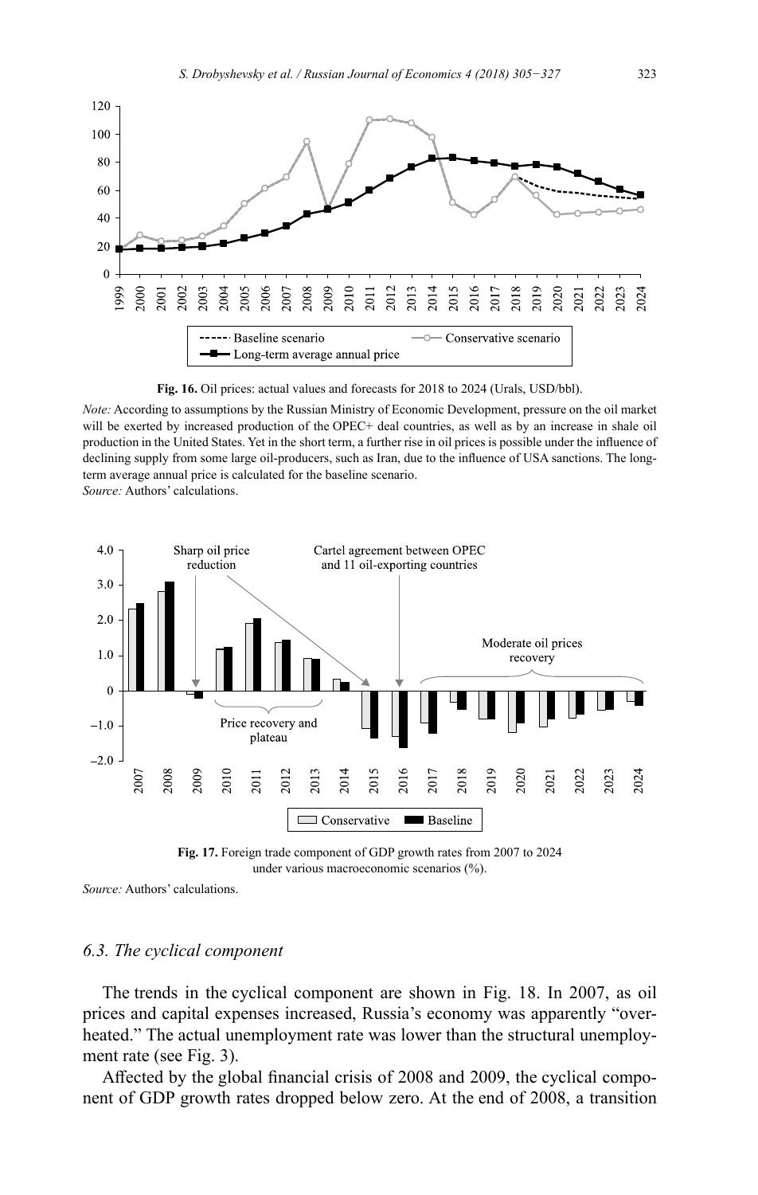**Fig. 16.** Oil prices: actual values and forecasts for 2018 to 2024 (Urals, USD/bbl).

*Note:* According to assumptions by the Russian Ministry of Economic Development, pressure on the oil market will be exerted by increased production of the OPEC+ deal countries, as well as by an increase in shale oil production in the United States. Yet in the short term, a further rise in oil prices is possible under the influence of declining supply from some large oil-producers, such as Iran, due to the influence of USA sanctions. The long-term average annual price is calculated for the baseline scenario.
*Source:* Authors' calculations.

**Fig. 17.** Foreign trade component of GDP growth rates from 2007 to 2024 under various macroeconomic scenarios (%).

*Source:* Authors' calculations.

### *6.3. The cyclical component*

The trends in the cyclical component are shown in Fig. 18. In 2007, as oil prices and capital expenses increased, Russia's economy was apparently "overheated." The actual unemployment rate was lower than the structural unemployment rate (see Fig. 3).

Affected by the global financial crisis of 2008 and 2009, the cyclical component of GDP growth rates dropped below zero. At the end of 2008, a transition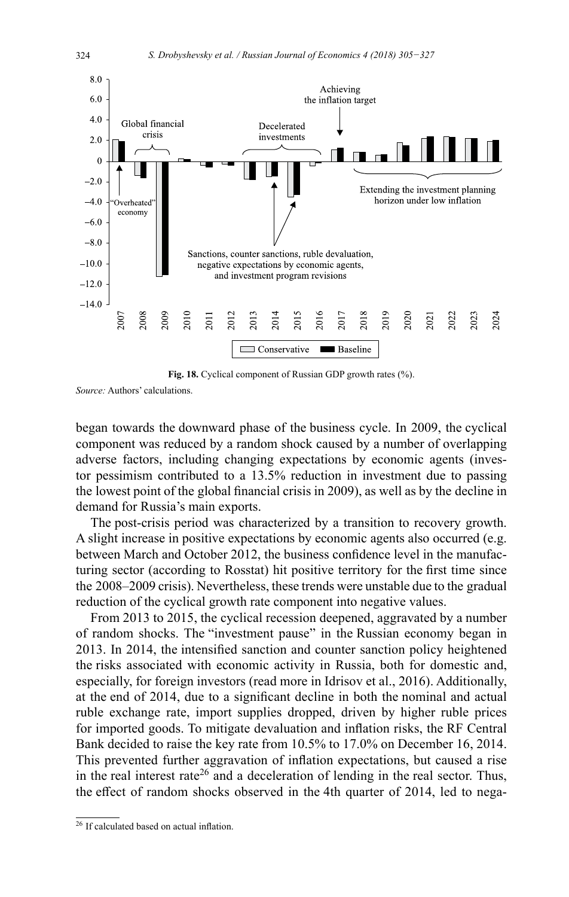Fig. 18. Cyclical component of Russian GDP growth rates (%).

*Source:* Authors' calculations.

began towards the downward phase of the business cycle. In 2009, the cyclical component was reduced by a random shock caused by a number of overlapping adverse factors, including changing expectations by economic agents (investor pessimism contributed to a 13.5% reduction in investment due to passing the lowest point of the global financial crisis in 2009), as well as by the decline in demand for Russia's main exports.

The post-crisis period was characterized by a transition to recovery growth. A slight increase in positive expectations by economic agents also occurred (e.g. between March and October 2012, the business confidence level in the manufacturing sector (according to Rosstat) hit positive territory for the first time since the 2008–2009 crisis). Nevertheless, these trends were unstable due to the gradual reduction of the cyclical growth rate component into negative values.

From 2013 to 2015, the cyclical recession deepened, aggravated by a number of random shocks. The "investment pause" in the Russian economy began in 2013. In 2014, the intensified sanction and counter sanction policy heightened the risks associated with economic activity in Russia, both for domestic and, especially, for foreign investors (read more in Idrisov et al., 2016). Additionally, at the end of 2014, due to a significant decline in both the nominal and actual ruble exchange rate, import supplies dropped, driven by higher ruble prices for imported goods. To mitigate devaluation and inflation risks, the RF Central Bank decided to raise the key rate from 10.5% to 17.0% on December 16, 2014. This prevented further aggravation of inflation expectations, but caused a rise in the real interest rate[26] and a deceleration of lending in the real sector. Thus, the effect of random shocks observed in the 4th quarter of 2014, led to nega-

[26] If calculated based on actual inflation.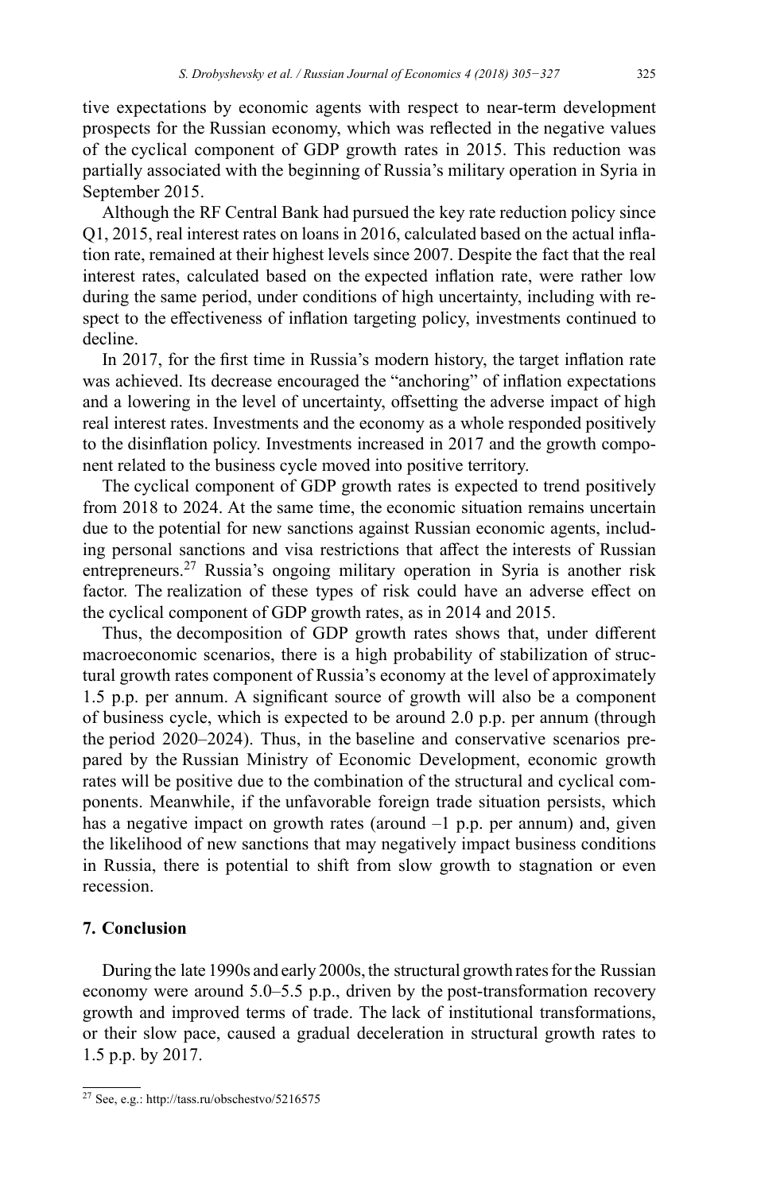tive expectations by economic agents with respect to near-term development prospects for the Russian economy, which was reflected in the negative values of the cyclical component of GDP growth rates in 2015. This reduction was partially associated with the beginning of Russia's military operation in Syria in September 2015.

Although the RF Central Bank had pursued the key rate reduction policy since Q1, 2015, real interest rates on loans in 2016, calculated based on the actual inflation rate, remained at their highest levels since 2007. Despite the fact that the real interest rates, calculated based on the expected inflation rate, were rather low during the same period, under conditions of high uncertainty, including with respect to the effectiveness of inflation targeting policy, investments continued to decline.

In 2017, for the first time in Russia's modern history, the target inflation rate was achieved. Its decrease encouraged the "anchoring" of inflation expectations and a lowering in the level of uncertainty, offsetting the adverse impact of high real interest rates. Investments and the economy as a whole responded positively to the disinflation policy. Investments increased in 2017 and the growth component related to the business cycle moved into positive territory.

The cyclical component of GDP growth rates is expected to trend positively from 2018 to 2024. At the same time, the economic situation remains uncertain due to the potential for new sanctions against Russian economic agents, including personal sanctions and visa restrictions that affect the interests of Russian entrepreneurs.[27] Russia's ongoing military operation in Syria is another risk factor. The realization of these types of risk could have an adverse effect on the cyclical component of GDP growth rates, as in 2014 and 2015.

Thus, the decomposition of GDP growth rates shows that, under different macroeconomic scenarios, there is a high probability of stabilization of structural growth rates component of Russia's economy at the level of approximately 1.5 p.p. per annum. A significant source of growth will also be a component of business cycle, which is expected to be around 2.0 p.p. per annum (through the period 2020–2024). Thus, in the baseline and conservative scenarios prepared by the Russian Ministry of Economic Development, economic growth rates will be positive due to the combination of the structural and cyclical components. Meanwhile, if the unfavorable foreign trade situation persists, which has a negative impact on growth rates (around –1 p.p. per annum) and, given the likelihood of new sanctions that may negatively impact business conditions in Russia, there is potential to shift from slow growth to stagnation or even recession.

## 7. Conclusion

During the late 1990s and early 2000s, the structural growth rates for the Russian economy were around 5.0–5.5 p.p., driven by the post-transformation recovery growth and improved terms of trade. The lack of institutional transformations, or their slow pace, caused a gradual deceleration in structural growth rates to 1.5 p.p. by 2017.

[27] See, e.g.: http://tass.ru/obschestvo/5216575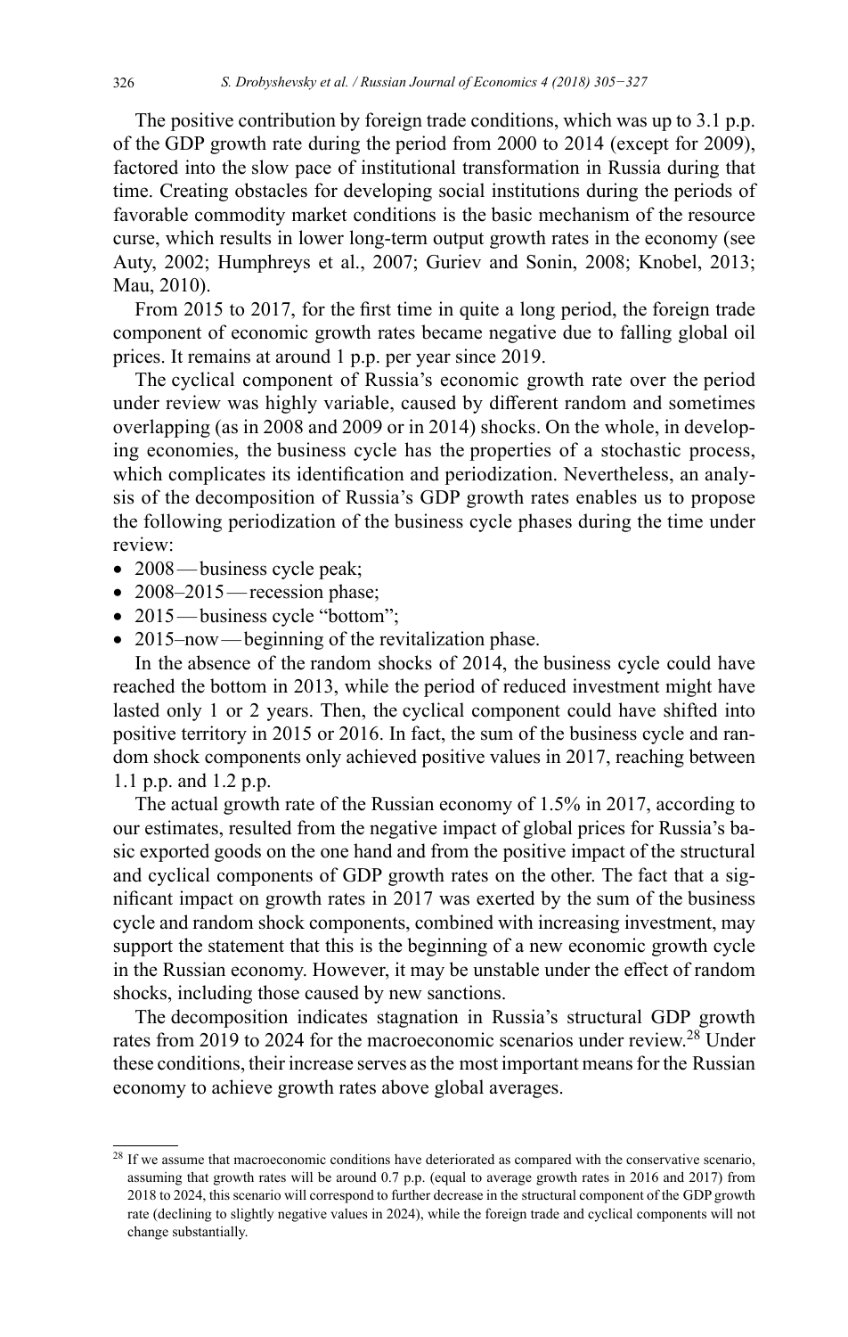The positive contribution by foreign trade conditions, which was up to 3.1 p.p. of the GDP growth rate during the period from 2000 to 2014 (except for 2009), factored into the slow pace of institutional transformation in Russia during that time. Creating obstacles for developing social institutions during the periods of favorable commodity market conditions is the basic mechanism of the resource curse, which results in lower long-term output growth rates in the economy (see Auty, 2002; Humphreys et al., 2007; Guriev and Sonin, 2008; Knobel, 2013; Mau, 2010).

From 2015 to 2017, for the first time in quite a long period, the foreign trade component of economic growth rates became negative due to falling global oil prices. It remains at around 1 p.p. per year since 2019.

The cyclical component of Russia's economic growth rate over the period under review was highly variable, caused by different random and sometimes overlapping (as in 2008 and 2009 or in 2014) shocks. On the whole, in developing economies, the business cycle has the properties of a stochastic process, which complicates its identification and periodization. Nevertheless, an analysis of the decomposition of Russia's GDP growth rates enables us to propose the following periodization of the business cycle phases during the time under review:

- 2008 — business cycle peak;
- 2008–2015 — recession phase;
- 2015 — business cycle "bottom";
- 2015–now — beginning of the revitalization phase.

In the absence of the random shocks of 2014, the business cycle could have reached the bottom in 2013, while the period of reduced investment might have lasted only 1 or 2 years. Then, the cyclical component could have shifted into positive territory in 2015 or 2016. In fact, the sum of the business cycle and random shock components only achieved positive values in 2017, reaching between 1.1 p.p. and 1.2 p.p.

The actual growth rate of the Russian economy of 1.5% in 2017, according to our estimates, resulted from the negative impact of global prices for Russia's basic exported goods on the one hand and from the positive impact of the structural and cyclical components of GDP growth rates on the other. The fact that a significant impact on growth rates in 2017 was exerted by the sum of the business cycle and random shock components, combined with increasing investment, may support the statement that this is the beginning of a new economic growth cycle in the Russian economy. However, it may be unstable under the effect of random shocks, including those caused by new sanctions.

The decomposition indicates stagnation in Russia's structural GDP growth rates from 2019 to 2024 for the macroeconomic scenarios under review.[28] Under these conditions, their increase serves as the most important means for the Russian economy to achieve growth rates above global averages.

---

[28] If we assume that macroeconomic conditions have deteriorated as compared with the conservative scenario, assuming that growth rates will be around 0.7 p.p. (equal to average growth rates in 2016 and 2017) from 2018 to 2024, this scenario will correspond to further decrease in the structural component of the GDP growth rate (declining to slightly negative values in 2024), while the foreign trade and cyclical components will not change substantially.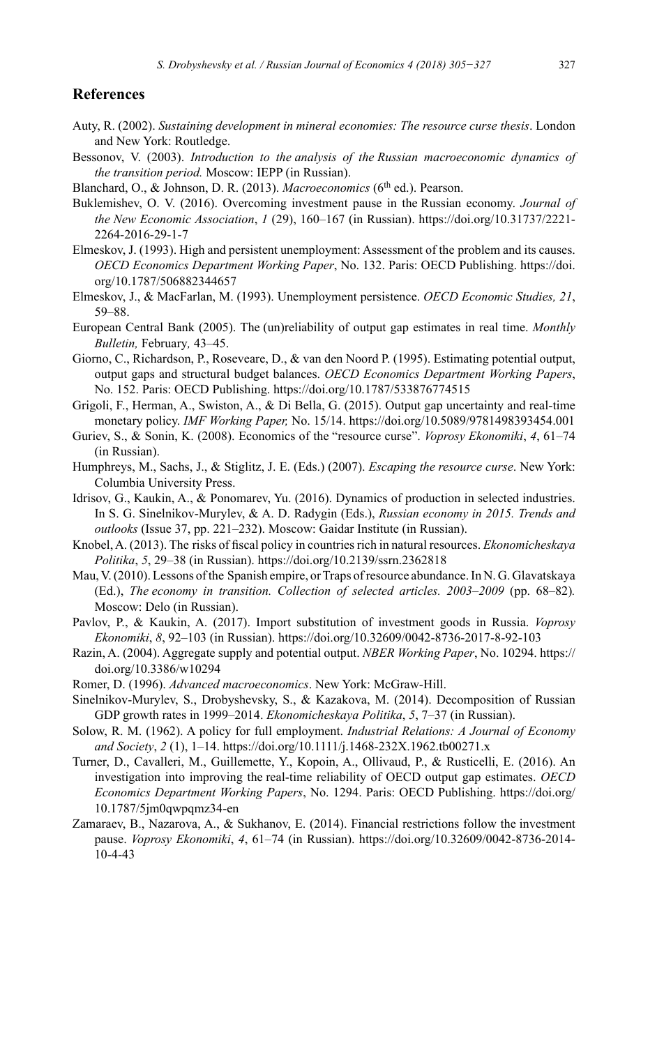## References

Auty, R. (2002). *Sustaining development in mineral economies: The resource curse thesis*. London and New York: Routledge.

Bessonov, V. (2003). *Introduction to the analysis of the Russian macroeconomic dynamics of the transition period.* Moscow: IEPP (in Russian).

Blanchard, O., & Johnson, D. R. (2013). *Macroeconomics* (6th ed.). Pearson.

Buklemishev, O. V. (2016). Overcoming investment pause in the Russian economy. *Journal of the New Economic Association*, *1* (29), 160–167 (in Russian). https://doi.org/10.31737/2221-2264-2016-29-1-7

Elmeskov, J. (1993). High and persistent unemployment: Assessment of the problem and its causes. *OECD Economics Department Working Paper*, No. 132. Paris: OECD Publishing. https://doi.org/10.1787/506882344657

Elmeskov, J., & MacFarlan, M. (1993). Unemployment persistence. *OECD Economic Studies, 21*, 59–88.

European Central Bank (2005). The (un)reliability of output gap estimates in real time. *Monthly Bulletin,* February*,* 43–45.

Giorno, C., Richardson, P., Roseveare, D., & van den Noord P. (1995). Estimating potential output, output gaps and structural budget balances. *OECD Economics Department Working Papers*, No. 152. Paris: OECD Publishing. https://doi.org/10.1787/533876774515

Grigoli, F., Herman, A., Swiston, A., & Di Bella, G. (2015). Output gap uncertainty and real-time monetary policy. *IMF Working Paper,* No. 15/14. https://doi.org/10.5089/9781498393454.001

Guriev, S., & Sonin, K. (2008). Economics of the "resource curse". *Voprosy Ekonomiki*, *4*, 61–74 (in Russian).

Humphreys, M., Sachs, J., & Stiglitz, J. E. (Eds.) (2007). *Escaping the resource curse*. New York: Columbia University Press.

Idrisov, G., Kaukin, A., & Ponomarev, Yu. (2016). Dynamics of production in selected industries. In S. G. Sinelnikov-Murylev, & A. D. Radygin (Eds.), *Russian economy in 2015. Trends and outlooks* (Issue 37, pp. 221–232). Moscow: Gaidar Institute (in Russian).

Knobel, A. (2013). The risks of fiscal policy in countries rich in natural resources. *Ekonomicheskaya Politika*, *5*, 29–38 (in Russian). https://doi.org/10.2139/ssrn.2362818

Mau, V. (2010). Lessons of the Spanish empire, or Traps of resource abundance. In N. G. Glavatskaya (Ed.), *The economy in transition. Collection of selected articles. 2003–2009* (pp. 68–82)*.* Moscow: Delo (in Russian).

Pavlov, P., & Kaukin, A. (2017). Import substitution of investment goods in Russia. *Voprosy Ekonomiki*, *8*, 92–103 (in Russian). https://doi.org/10.32609/0042-8736-2017-8-92-103

Razin, A. (2004). Aggregate supply and potential output. *NBER Working Paper*, No. 10294. https://doi.org/10.3386/w10294

Romer, D. (1996). *Advanced macroeconomics*. New York: McGraw-Hill.

Sinelnikov-Murylev, S., Drobyshevsky, S., & Kazakova, M. (2014). Decomposition of Russian GDP growth rates in 1999–2014. *Ekonomicheskaya Politika*, *5*, 7–37 (in Russian).

Solow, R. M. (1962). A policy for full employment. *Industrial Relations: A Journal of Economy and Society*, *2* (1), 1–14. https://doi.org/10.1111/j.1468-232X.1962.tb00271.x

Turner, D., Cavalleri, M., Guillemette, Y., Kopoin, A., Ollivaud, P., & Rusticelli, E. (2016). An investigation into improving the real-time reliability of OECD output gap estimates. *OECD Economics Department Working Papers*, No. 1294. Paris: OECD Publishing. https://doi.org/10.1787/5jm0qwpqmz34-en

Zamaraev, B., Nazarova, A., & Sukhanov, E. (2014). Financial restrictions follow the investment pause. *Voprosy Ekonomiki*, *4*, 61–74 (in Russian). https://doi.org/10.32609/0042-8736-2014-10-4-43